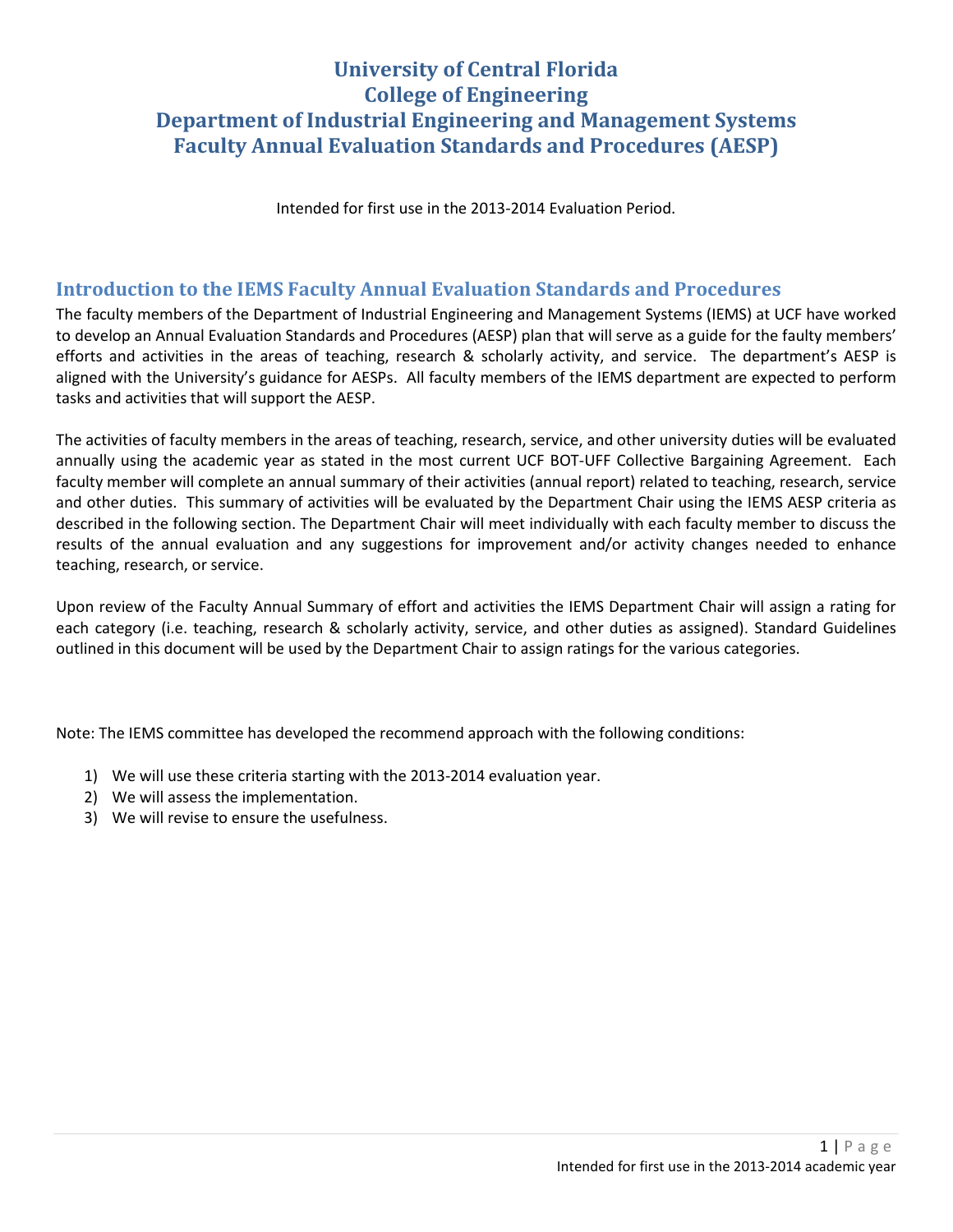# University of Central Florida
# College of Engineering
# Department of Industrial Engineering and Management Systems
# Faculty Annual Evaluation Standards and Procedures (AESP)

Intended for first use in the 2013-2014 Evaluation Period.

## Introduction to the IEMS Faculty Annual Evaluation Standards and Procedures

The faculty members of the Department of Industrial Engineering and Management Systems (IEMS) at UCF have worked to develop an Annual Evaluation Standards and Procedures (AESP) plan that will serve as a guide for the faulty members' efforts and activities in the areas of teaching, research & scholarly activity, and service. The department's AESP is aligned with the University's guidance for AESPs. All faculty members of the IEMS department are expected to perform tasks and activities that will support the AESP.

The activities of faculty members in the areas of teaching, research, service, and other university duties will be evaluated annually using the academic year as stated in the most current UCF BOT-UFF Collective Bargaining Agreement. Each faculty member will complete an annual summary of their activities (annual report) related to teaching, research, service and other duties. This summary of activities will be evaluated by the Department Chair using the IEMS AESP criteria as described in the following section. The Department Chair will meet individually with each faculty member to discuss the results of the annual evaluation and any suggestions for improvement and/or activity changes needed to enhance teaching, research, or service.

Upon review of the Faculty Annual Summary of effort and activities the IEMS Department Chair will assign a rating for each category (i.e. teaching, research & scholarly activity, service, and other duties as assigned). Standard Guidelines outlined in this document will be used by the Department Chair to assign ratings for the various categories.

Note: The IEMS committee has developed the recommend approach with the following conditions:

1) We will use these criteria starting with the 2013-2014 evaluation year.
2) We will assess the implementation.
3) We will revise to ensure the usefulness.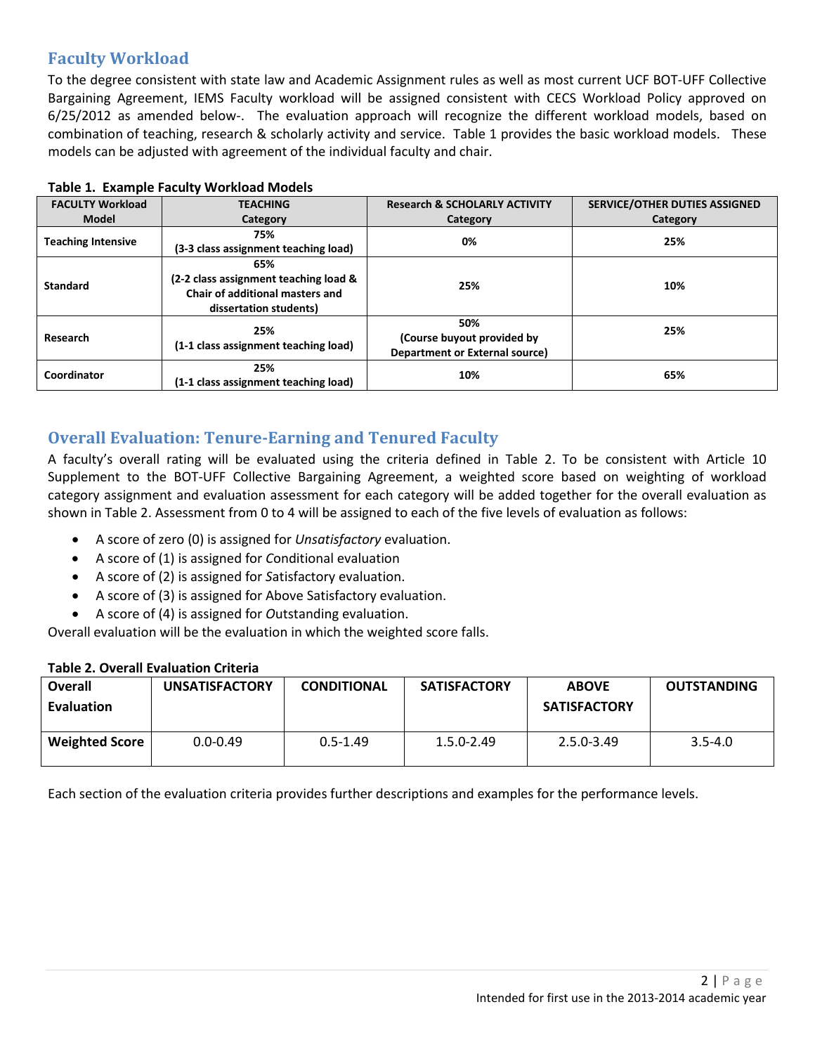## Faculty Workload

To the degree consistent with state law and Academic Assignment rules as well as most current UCF BOT-UFF Collective Bargaining Agreement, IEMS Faculty workload will be assigned consistent with CECS Workload Policy approved on 6/25/2012 as amended below-. The evaluation approach will recognize the different workload models, based on combination of teaching, research & scholarly activity and service. Table 1 provides the basic workload models. These models can be adjusted with agreement of the individual faculty and chair.

**Table 1. Example Faculty Workload Models**

| FACULTY Workload Model | TEACHING Category | Research & SCHOLARLY ACTIVITY Category | SERVICE/OTHER DUTIES ASSIGNED Category |
|---|---|---|---|
| Teaching Intensive | 75% (3-3 class assignment teaching load) | 0% | 25% |
| Standard | 65% (2-2 class assignment teaching load & Chair of additional masters and dissertation students) | 25% | 10% |
| Research | 25% (1-1 class assignment teaching load) | 50% (Course buyout provided by Department or External source) | 25% |
| Coordinator | 25% (1-1 class assignment teaching load) | 10% | 65% |

## Overall Evaluation: Tenure-Earning and Tenured Faculty

A faculty's overall rating will be evaluated using the criteria defined in Table 2. To be consistent with Article 10 Supplement to the BOT-UFF Collective Bargaining Agreement, a weighted score based on weighting of workload category assignment and evaluation assessment for each category will be added together for the overall evaluation as shown in Table 2. Assessment from 0 to 4 will be assigned to each of the five levels of evaluation as follows:

- A score of zero (0) is assigned for *Unsatisfactory* evaluation.
- A score of (1) is assigned for *C*onditional evaluation
- A score of (2) is assigned for *S*atisfactory evaluation.
- A score of (3) is assigned for Above Satisfactory evaluation.
- A score of (4) is assigned for *O*utstanding evaluation.

Overall evaluation will be the evaluation in which the weighted score falls.

**Table 2. Overall Evaluation Criteria**

| Overall Evaluation | UNSATISFACTORY | CONDITIONAL | SATISFACTORY | ABOVE SATISFACTORY | OUTSTANDING |
|---|---|---|---|---|---|
| Weighted Score | 0.0-0.49 | 0.5-1.49 | 1.5.0-2.49 | 2.5.0-3.49 | 3.5-4.0 |

Each section of the evaluation criteria provides further descriptions and examples for the performance levels.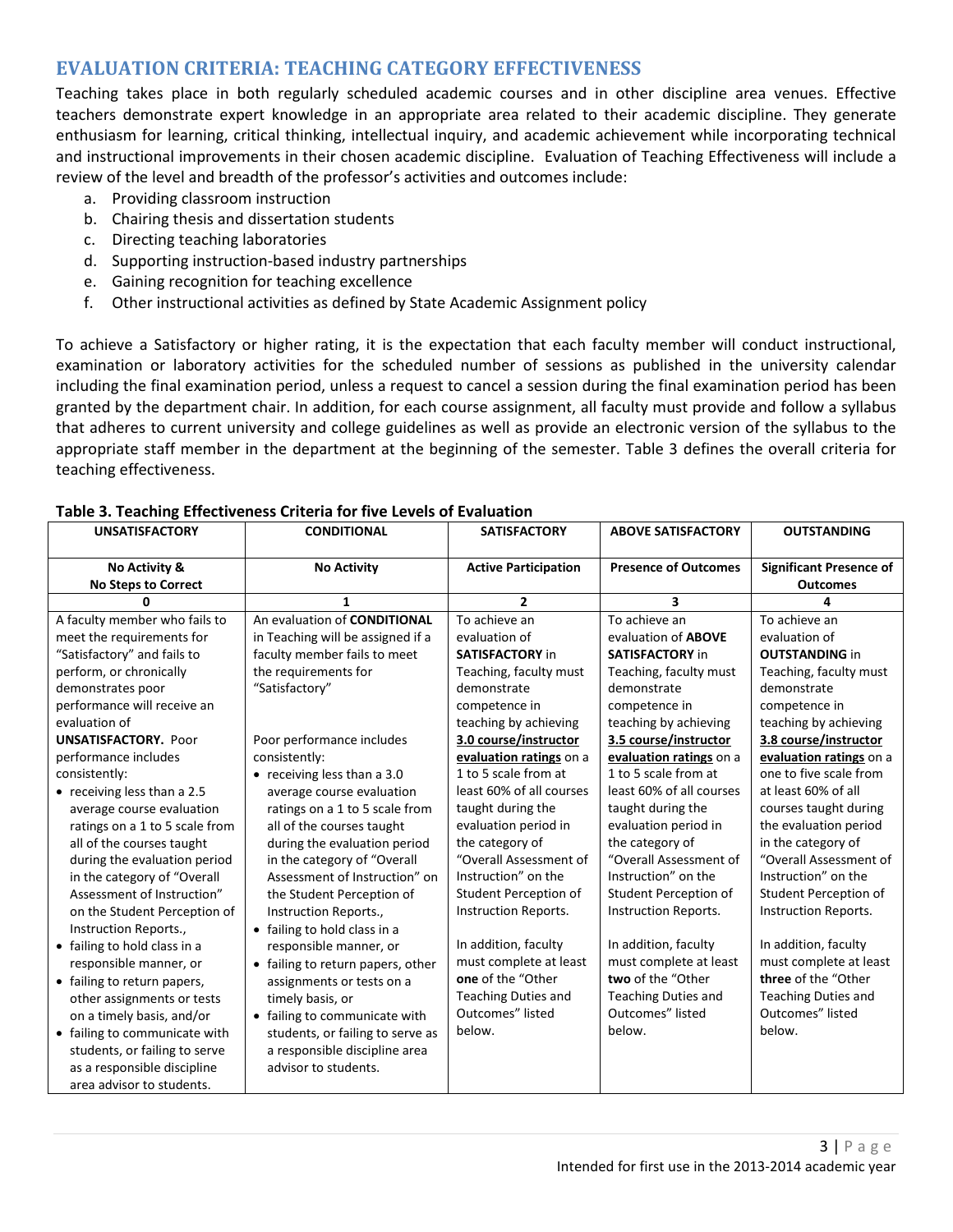## EVALUATION CRITERIA: TEACHING CATEGORY EFFECTIVENESS

Teaching takes place in both regularly scheduled academic courses and in other discipline area venues. Effective teachers demonstrate expert knowledge in an appropriate area related to their academic discipline. They generate enthusiasm for learning, critical thinking, intellectual inquiry, and academic achievement while incorporating technical and instructional improvements in their chosen academic discipline. Evaluation of Teaching Effectiveness will include a review of the level and breadth of the professor's activities and outcomes include:

a. Providing classroom instruction
b. Chairing thesis and dissertation students
c. Directing teaching laboratories
d. Supporting instruction-based industry partnerships
e. Gaining recognition for teaching excellence
f. Other instructional activities as defined by State Academic Assignment policy

To achieve a Satisfactory or higher rating, it is the expectation that each faculty member will conduct instructional, examination or laboratory activities for the scheduled number of sessions as published in the university calendar including the final examination period, unless a request to cancel a session during the final examination period has been granted by the department chair. In addition, for each course assignment, all faculty must provide and follow a syllabus that adheres to current university and college guidelines as well as provide an electronic version of the syllabus to the appropriate staff member in the department at the beginning of the semester. Table 3 defines the overall criteria for teaching effectiveness.

**Table 3. Teaching Effectiveness Criteria for five Levels of Evaluation**

| UNSATISFACTORY | CONDITIONAL | SATISFACTORY | ABOVE SATISFACTORY | OUTSTANDING |
|---|---|---|---|---|
| **No Activity & No Steps to Correct** | **No Activity** | **Active Participation** | **Presence of Outcomes** | **Significant Presence of Outcomes** |
| **0** | **1** | **2** | **3** | **4** |
| A faculty member who fails to meet the requirements for "Satisfactory" and fails to perform, or chronically demonstrates poor performance will receive an evaluation of **UNSATISFACTORY.** Poor performance includes consistently:<br>• receiving less than a 2.5 average course evaluation ratings on a 1 to 5 scale from all of the courses taught during the evaluation period in the category of "Overall Assessment of Instruction" on the Student Perception of Instruction Reports.,<br>• failing to hold class in a responsible manner, or<br>• failing to return papers, other assignments or tests on a timely basis, and/or<br>• failing to communicate with students, or failing to serve as a responsible discipline area advisor to students. | An evaluation of **CONDITIONAL** in Teaching will be assigned if a faculty member fails to meet the requirements for "Satisfactory"<br><br>Poor performance includes consistently:<br>• receiving less than a 3.0 average course evaluation ratings on a 1 to 5 scale from all of the courses taught during the evaluation period in the category of "Overall Assessment of Instruction" on the Student Perception of Instruction Reports.,<br>• failing to hold class in a responsible manner, or<br>• failing to return papers, other assignments or tests on a timely basis, or<br>• failing to communicate with students, or failing to serve as a responsible discipline area advisor to students. | To achieve an evaluation of **SATISFACTORY** in Teaching, faculty must demonstrate competence in teaching by achieving **3.0 course/instructor evaluation ratings** on a 1 to 5 scale from at least 60% of all courses taught during the evaluation period in the category of "Overall Assessment of Instruction" on the Student Perception of Instruction Reports.<br><br>In addition, faculty must complete at least **one** of the "Other Teaching Duties and Outcomes" listed below. | To achieve an evaluation of **ABOVE SATISFACTORY** in Teaching, faculty must demonstrate competence in teaching by achieving **3.5 course/instructor evaluation ratings** on a 1 to 5 scale from at least 60% of all courses taught during the evaluation period in the category of "Overall Assessment of Instruction" on the Student Perception of Instruction Reports.<br><br>In addition, faculty must complete at least **two** of the "Other Teaching Duties and Outcomes" listed below. | To achieve an evaluation of **OUTSTANDING** in Teaching, faculty must demonstrate competence in teaching by achieving **3.8 course/instructor evaluation ratings** on a one to five scale from at least 60% of all courses taught during the evaluation period in the category of "Overall Assessment of Instruction" on the Student Perception of Instruction Reports.<br><br>In addition, faculty must complete at least **three** of the "Other Teaching Duties and Outcomes" listed below. |

Intended for first use in the 2013-2014 academic year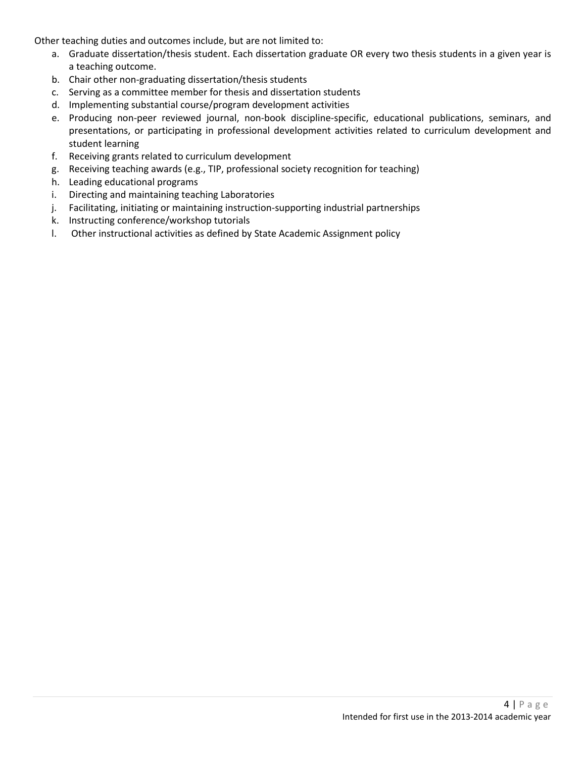Other teaching duties and outcomes include, but are not limited to:

a. Graduate dissertation/thesis student. Each dissertation graduate OR every two thesis students in a given year is a teaching outcome.
b. Chair other non-graduating dissertation/thesis students
c. Serving as a committee member for thesis and dissertation students
d. Implementing substantial course/program development activities
e. Producing non-peer reviewed journal, non-book discipline-specific, educational publications, seminars, and presentations, or participating in professional development activities related to curriculum development and student learning
f. Receiving grants related to curriculum development
g. Receiving teaching awards (e.g., TIP, professional society recognition for teaching)
h. Leading educational programs
i. Directing and maintaining teaching Laboratories
j. Facilitating, initiating or maintaining instruction-supporting industrial partnerships
k. Instructing conference/workshop tutorials
l. Other instructional activities as defined by State Academic Assignment policy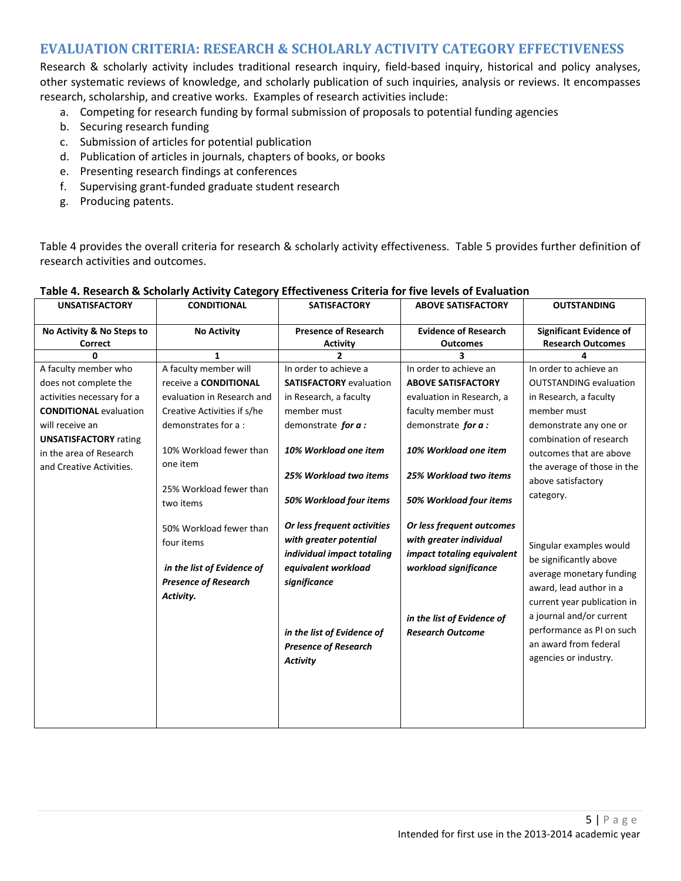## EVALUATION CRITERIA: RESEARCH & SCHOLARLY ACTIVITY CATEGORY EFFECTIVENESS

Research & scholarly activity includes traditional research inquiry, field-based inquiry, historical and policy analyses, other systematic reviews of knowledge, and scholarly publication of such inquiries, analysis or reviews. It encompasses research, scholarship, and creative works. Examples of research activities include:

a. Competing for research funding by formal submission of proposals to potential funding agencies
b. Securing research funding
c. Submission of articles for potential publication
d. Publication of articles in journals, chapters of books, or books
e. Presenting research findings at conferences
f. Supervising grant-funded graduate student research
g. Producing patents.

Table 4 provides the overall criteria for research & scholarly activity effectiveness. Table 5 provides further definition of research activities and outcomes.

**Table 4. Research & Scholarly Activity Category Effectiveness Criteria for five levels of Evaluation**

| UNSATISFACTORY | CONDITIONAL | SATISFACTORY | ABOVE SATISFACTORY | OUTSTANDING |
|---|---|---|---|---|
| **No Activity & No Steps to Correct** | **No Activity** | **Presence of Research Activity** | **Evidence of Research Outcomes** | **Significant Evidence of Research Outcomes** |
| **0** | **1** | **2** | **3** | **4** |
| A faculty member who does not complete the activities necessary for a **CONDITIONAL** evaluation will receive an **UNSATISFACTORY** rating in the area of Research and Creative Activities. | A faculty member will receive a **CONDITIONAL** evaluation in Research and Creative Activities if s/he demonstrates for a :<br><br>10% Workload fewer than one item<br><br>25% Workload fewer than two items<br><br>50% Workload fewer than four items<br><br>***in the list of Evidence of Presence of Research Activity.*** | In order to achieve a **SATISFACTORY** evaluation in Research, a faculty member must demonstrate ***for a :***<br><br>***10% Workload one item***<br><br>***25% Workload two items***<br><br>***50% Workload four items***<br><br>***Or less frequent activities with greater potential individual impact totaling equivalent workload significance***<br><br>***in the list of Evidence of Presence of Research Activity*** | In order to achieve an **ABOVE SATISFACTORY** evaluation in Research, a faculty member must demonstrate ***for a :***<br><br>***10% Workload one item***<br><br>***25% Workload two items***<br><br>***50% Workload four items***<br><br>***Or less frequent outcomes with greater individual impact totaling equivalent workload significance***<br><br>***in the list of Evidence of Research Outcome*** | In order to achieve an OUTSTANDING evaluation in Research, a faculty member must demonstrate any one or combination of research outcomes that are above the average of those in the above satisfactory category.<br><br>Singular examples would be significantly above average monetary funding award, lead author in a current year publication in a journal and/or current performance as PI on such an award from federal agencies or industry. |

Intended for first use in the 2013-2014 academic year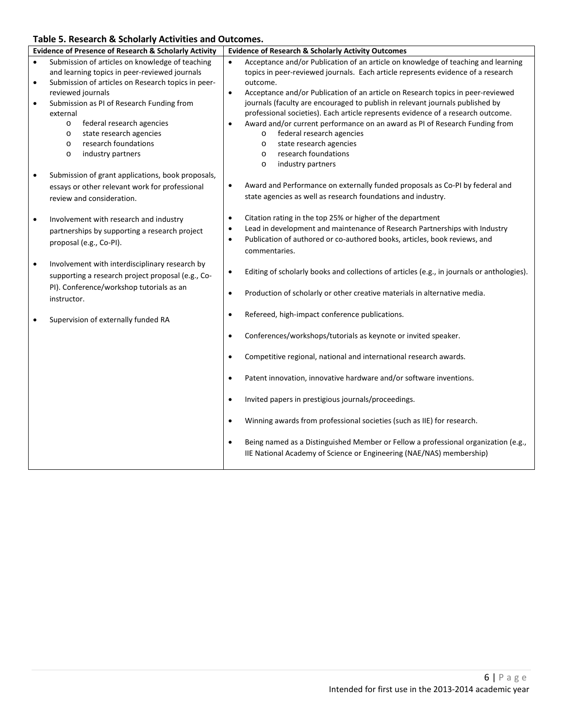**Table 5. Research & Scholarly Activities and Outcomes.**

| Evidence of Presence of Research & Scholarly Activity | Evidence of Research & Scholarly Activity Outcomes |
|---|---|
| • Submission of articles on knowledge of teaching and learning topics in peer-reviewed journals<br>• Submission of articles on Research topics in peer-reviewed journals<br>• Submission as PI of Research Funding from external<br>  o federal research agencies<br>  o state research agencies<br>  o research foundations<br>  o industry partners<br><br>• Submission of grant applications, book proposals, essays or other relevant work for professional review and consideration.<br><br>• Involvement with research and industry partnerships by supporting a research project proposal (e.g., Co-PI).<br><br>• Involvement with interdisciplinary research by supporting a research project proposal (e.g., Co-PI). Conference/workshop tutorials as an instructor.<br><br>• Supervision of externally funded RA | • Acceptance and/or Publication of an article on knowledge of teaching and learning topics in peer-reviewed journals. Each article represents evidence of a research outcome.<br>• Acceptance and/or Publication of an article on Research topics in peer-reviewed journals (faculty are encouraged to publish in relevant journals published by professional societies). Each article represents evidence of a research outcome.<br>• Award and/or current performance on an award as PI of Research Funding from<br>  o federal research agencies<br>  o state research agencies<br>  o research foundations<br>  o industry partners<br><br>• Award and Performance on externally funded proposals as Co-PI by federal and state agencies as well as research foundations and industry.<br><br>• Citation rating in the top 25% or higher of the department<br>• Lead in development and maintenance of Research Partnerships with Industry<br>• Publication of authored or co-authored books, articles, book reviews, and commentaries.<br><br>• Editing of scholarly books and collections of articles (e.g., in journals or anthologies).<br><br>• Production of scholarly or other creative materials in alternative media.<br><br>• Refereed, high-impact conference publications.<br><br>• Conferences/workshops/tutorials as keynote or invited speaker.<br><br>• Competitive regional, national and international research awards.<br><br>• Patent innovation, innovative hardware and/or software inventions.<br><br>• Invited papers in prestigious journals/proceedings.<br><br>• Winning awards from professional societies (such as IIE) for research.<br><br>• Being named as a Distinguished Member or Fellow a professional organization (e.g., IIE National Academy of Science or Engineering (NAE/NAS) membership) |

Intended for first use in the 2013-2014 academic year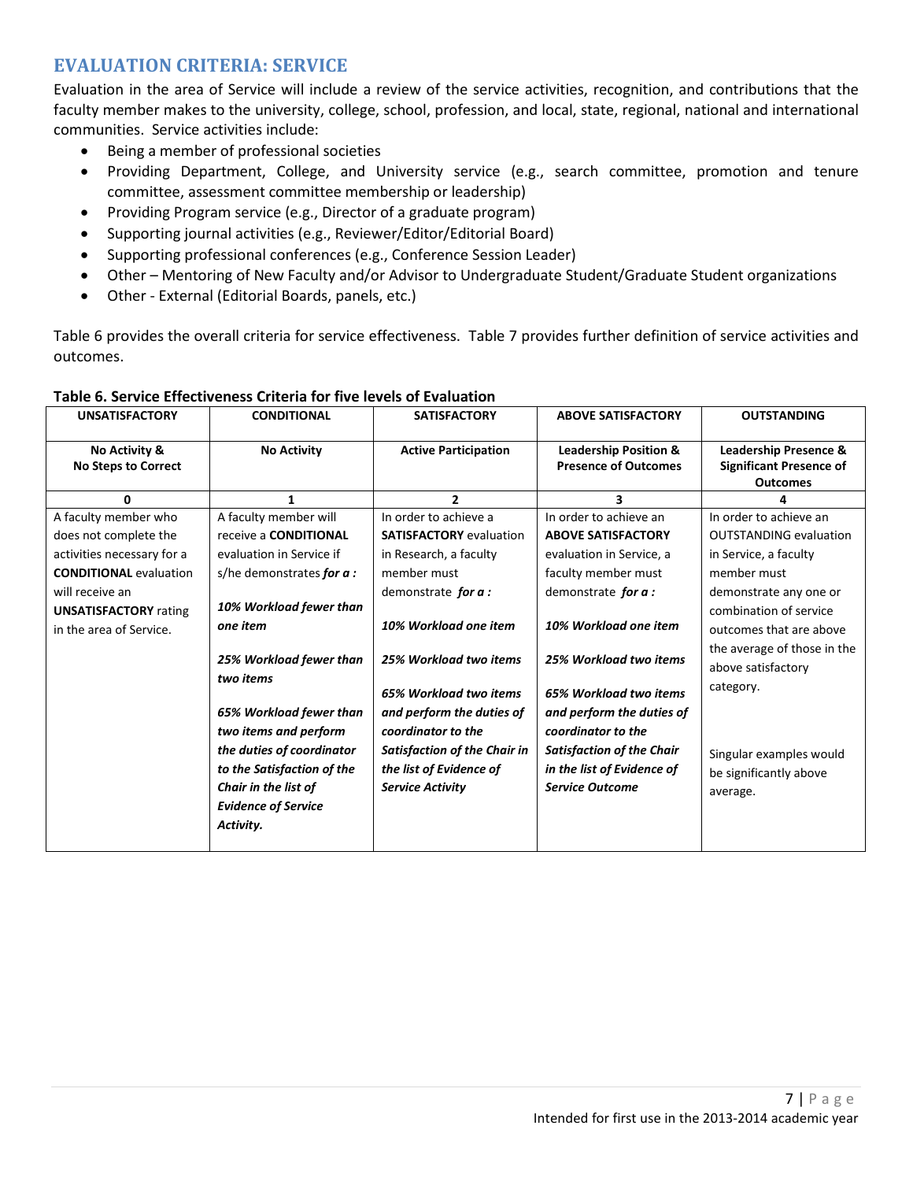## EVALUATION CRITERIA: SERVICE

Evaluation in the area of Service will include a review of the service activities, recognition, and contributions that the faculty member makes to the university, college, school, profession, and local, state, regional, national and international communities. Service activities include:

- Being a member of professional societies
- Providing Department, College, and University service (e.g., search committee, promotion and tenure committee, assessment committee membership or leadership)
- Providing Program service (e.g., Director of a graduate program)
- Supporting journal activities (e.g., Reviewer/Editor/Editorial Board)
- Supporting professional conferences (e.g., Conference Session Leader)
- Other – Mentoring of New Faculty and/or Advisor to Undergraduate Student/Graduate Student organizations
- Other - External (Editorial Boards, panels, etc.)

Table 6 provides the overall criteria for service effectiveness. Table 7 provides further definition of service activities and outcomes.

**Table 6. Service Effectiveness Criteria for five levels of Evaluation**

| UNSATISFACTORY | CONDITIONAL | SATISFACTORY | ABOVE SATISFACTORY | OUTSTANDING |
|---|---|---|---|---|
| **No Activity & No Steps to Correct** | **No Activity** | **Active Participation** | **Leadership Position & Presence of Outcomes** | **Leadership Presence & Significant Presence of Outcomes** |
| **0** | **1** | **2** | **3** | **4** |
| A faculty member who does not complete the activities necessary for a **CONDITIONAL** evaluation will receive an **UNSATISFACTORY** rating in the area of Service. | A faculty member will receive a **CONDITIONAL** evaluation in Service if s/he demonstrates ***for a :***<br><br>***10% Workload fewer than one item***<br><br>***25% Workload fewer than two items***<br><br>***65% Workload fewer than two items and perform the duties of coordinator to the Satisfaction of the Chair in the list of Evidence of Service Activity.*** | In order to achieve a **SATISFACTORY** evaluation in Research, a faculty member must demonstrate ***for a :***<br><br>***10% Workload one item***<br><br>***25% Workload two items***<br><br>***65% Workload two items and perform the duties of coordinator to the Satisfaction of the Chair in the list of Evidence of Service Activity*** | In order to achieve an **ABOVE SATISFACTORY** evaluation in Service, a faculty member must demonstrate ***for a :***<br><br>***10% Workload one item***<br><br>***25% Workload two items***<br><br>***65% Workload two items and perform the duties of coordinator to the Satisfaction of the Chair in the list of Evidence of Service Outcome*** | In order to achieve an OUTSTANDING evaluation in Service, a faculty member must demonstrate any one or combination of service outcomes that are above the average of those in the above satisfactory category.<br><br>Singular examples would be significantly above average. |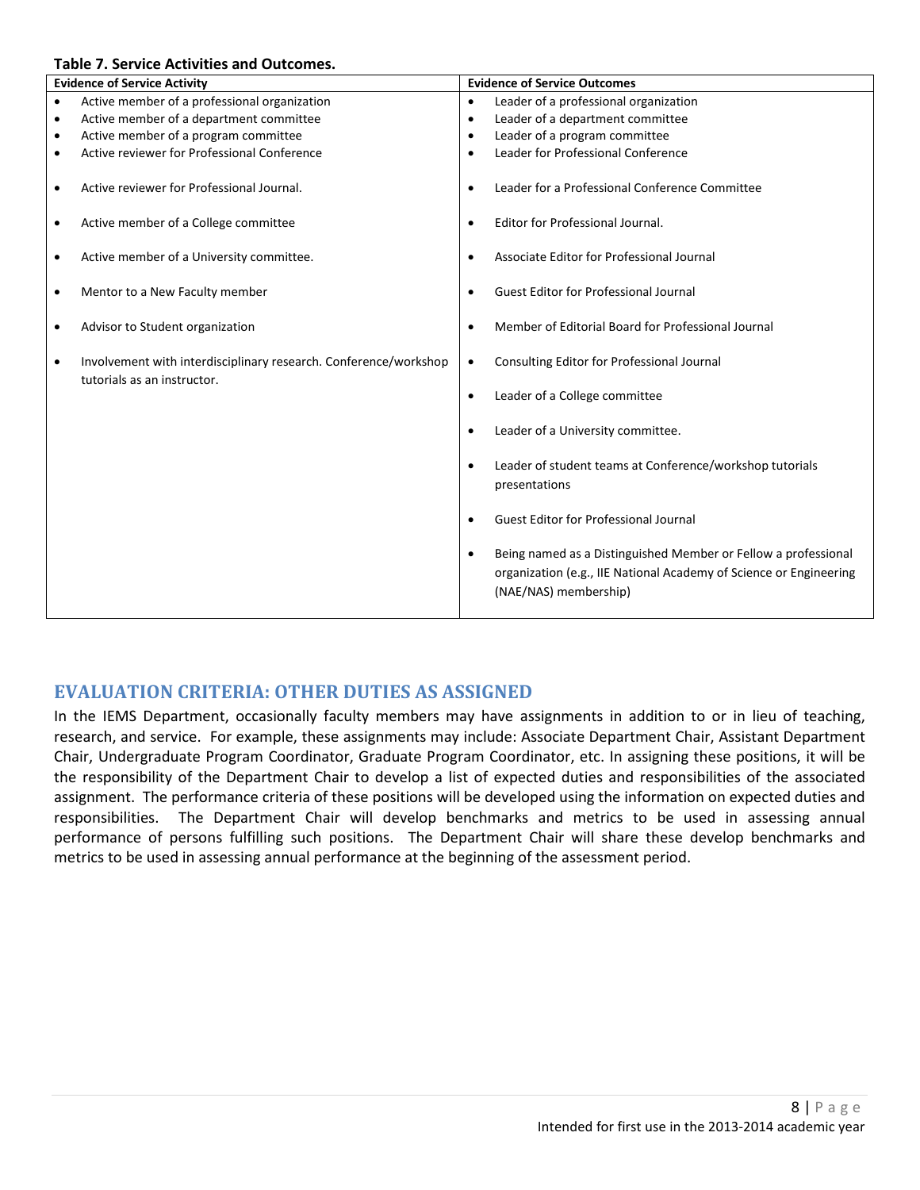**Table 7. Service Activities and Outcomes.**

| Evidence of Service Activity | Evidence of Service Outcomes |
|---|---|
| • Active member of a professional organization<br>• Active member of a department committee<br>• Active member of a program committee<br>• Active reviewer for Professional Conference<br>• Active reviewer for Professional Journal.<br>• Active member of a College committee<br>• Active member of a University committee.<br>• Mentor to a New Faculty member<br>• Advisor to Student organization<br>• Involvement with interdisciplinary research. Conference/workshop tutorials as an instructor. | • Leader of a professional organization<br>• Leader of a department committee<br>• Leader of a program committee<br>• Leader for Professional Conference<br>• Leader for a Professional Conference Committee<br>• Editor for Professional Journal.<br>• Associate Editor for Professional Journal<br>• Guest Editor for Professional Journal<br>• Member of Editorial Board for Professional Journal<br>• Consulting Editor for Professional Journal<br>• Leader of a College committee<br>• Leader of a University committee.<br>• Leader of student teams at Conference/workshop tutorials presentations<br>• Guest Editor for Professional Journal<br>• Being named as a Distinguished Member or Fellow a professional organization (e.g., IIE National Academy of Science or Engineering (NAE/NAS) membership) |

## EVALUATION CRITERIA: OTHER DUTIES AS ASSIGNED

In the IEMS Department, occasionally faculty members may have assignments in addition to or in lieu of teaching, research, and service. For example, these assignments may include: Associate Department Chair, Assistant Department Chair, Undergraduate Program Coordinator, Graduate Program Coordinator, etc. In assigning these positions, it will be the responsibility of the Department Chair to develop a list of expected duties and responsibilities of the associated assignment. The performance criteria of these positions will be developed using the information on expected duties and responsibilities. The Department Chair will develop benchmarks and metrics to be used in assessing annual performance of persons fulfilling such positions. The Department Chair will share these develop benchmarks and metrics to be used in assessing annual performance at the beginning of the assessment period.

Intended for first use in the 2013-2014 academic year